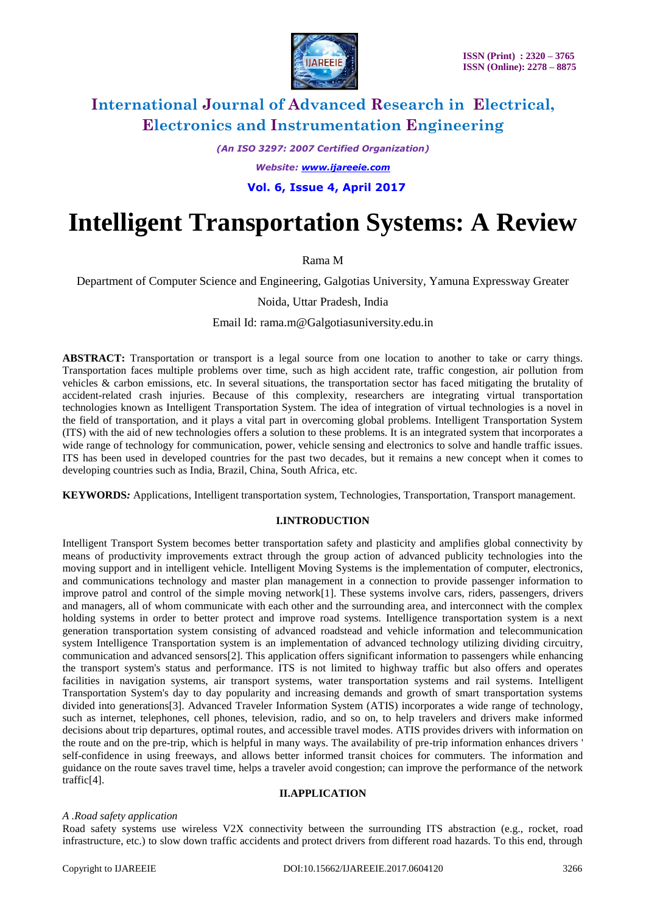# International Journal of Advanced Research in Electrical, Electronics and Instrumentation Engineering

*(An ISO 3297: 2007 Certified Organization)*

*Website: www.ijareeie.com*

**Vol. 6, Issue 4, April 2017**

# Intelligent Transportation Systems: A Review

Rama M

Department of Computer Science and Engineering, Galgotias University, Yamuna Expressway Greater Noida, Uttar Pradesh, India

Email Id: rama.m@Galgotiasuniversity.edu.in

**ABSTRACT:** Transportation or transport is a legal source from one location to another to take or carry things. Transportation faces multiple problems over time, such as high accident rate, traffic congestion, air pollution from vehicles & carbon emissions, etc. In several situations, the transportation sector has faced mitigating the brutality of accident-related crash injuries. Because of this complexity, researchers are integrating virtual transportation technologies known as Intelligent Transportation System. The idea of integration of virtual technologies is a novel in the field of transportation, and it plays a vital part in overcoming global problems. Intelligent Transportation System (ITS) with the aid of new technologies offers a solution to these problems. It is an integrated system that incorporates a wide range of technology for communication, power, vehicle sensing and electronics to solve and handle traffic issues. ITS has been used in developed countries for the past two decades, but it remains a new concept when it comes to developing countries such as India, Brazil, China, South Africa, etc.

**KEYWORDS:** Applications, Intelligent transportation system, Technologies, Transportation, Transport management.

## I.INTRODUCTION

Intelligent Transport System becomes better transportation safety and plasticity and amplifies global connectivity by means of productivity improvements extract through the group action of advanced publicity technologies into the moving support and in intelligent vehicle. Intelligent Moving Systems is the implementation of computer, electronics, and communications technology and master plan management in a connection to provide passenger information to improve patrol and control of the simple moving network[1]. These systems involve cars, riders, passengers, drivers and managers, all of whom communicate with each other and the surrounding area, and interconnect with the complex holding systems in order to better protect and improve road systems. Intelligence transportation system is a next generation transportation system consisting of advanced roadstead and vehicle information and telecommunication system Intelligence Transportation system is an implementation of advanced technology utilizing dividing circuitry, communication and advanced sensors[2]. This application offers significant information to passengers while enhancing the transport system's status and performance. ITS is not limited to highway traffic but also offers and operates facilities in navigation systems, air transport systems, water transportation systems and rail systems. Intelligent Transportation System's day to day popularity and increasing demands and growth of smart transportation systems divided into generations[3]. Advanced Traveler Information System (ATIS) incorporates a wide range of technology, such as internet, telephones, cell phones, television, radio, and so on, to help travelers and drivers make informed decisions about trip departures, optimal routes, and accessible travel modes. ATIS provides drivers with information on the route and on the pre-trip, which is helpful in many ways. The availability of pre-trip information enhances drivers ' self-confidence in using freeways, and allows better informed transit choices for commuters. The information and guidance on the route saves travel time, helps a traveler avoid congestion; can improve the performance of the network traffic[4].

## II.APPLICATION

*A .Road safety application*

Road safety systems use wireless V2X connectivity between the surrounding ITS abstraction (e.g., rocket, road infrastructure, etc.) to slow down traffic accidents and protect drivers from different road hazards. To this end, through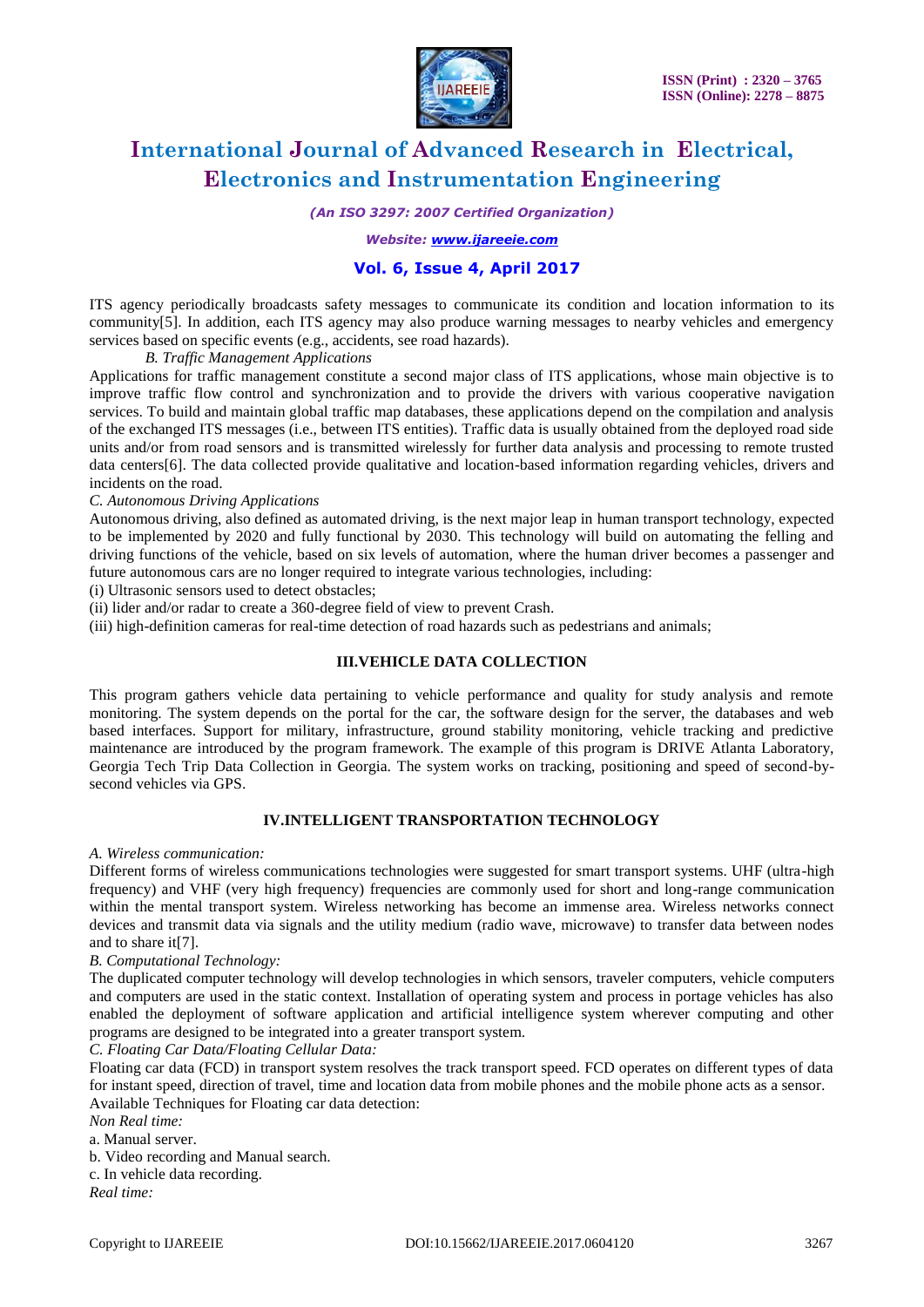ITS agency periodically broadcasts safety messages to communicate its condition and location information to its community[5]. In addition, each ITS agency may also produce warning messages to nearby vehicles and emergency services based on specific events (e.g., accidents, see road hazards).

*B. Traffic Management Applications*

Applications for traffic management constitute a second major class of ITS applications, whose main objective is to improve traffic flow control and synchronization and to provide the drivers with various cooperative navigation services. To build and maintain global traffic map databases, these applications depend on the compilation and analysis of the exchanged ITS messages (i.e., between ITS entities). Traffic data is usually obtained from the deployed road side units and/or from road sensors and is transmitted wirelessly for further data analysis and processing to remote trusted data centers[6]. The data collected provide qualitative and location-based information regarding vehicles, drivers and incidents on the road.

*C. Autonomous Driving Applications*

Autonomous driving, also defined as automated driving, is the next major leap in human transport technology, expected to be implemented by 2020 and fully functional by 2030. This technology will build on automating the felling and driving functions of the vehicle, based on six levels of automation, where the human driver becomes a passenger and future autonomous cars are no longer required to integrate various technologies, including:

(i) Ultrasonic sensors used to detect obstacles;

(ii) lider and/or radar to create a 360-degree field of view to prevent Crash.

(iii) high-definition cameras for real-time detection of road hazards such as pedestrians and animals;

## III.VEHICLE DATA COLLECTION

This program gathers vehicle data pertaining to vehicle performance and quality for study analysis and remote monitoring. The system depends on the portal for the car, the software design for the server, the databases and web based interfaces. Support for military, infrastructure, ground stability monitoring, vehicle tracking and predictive maintenance are introduced by the program framework. The example of this program is DRIVE Atlanta Laboratory, Georgia Tech Trip Data Collection in Georgia. The system works on tracking, positioning and speed of second-by-second vehicles via GPS.

## IV.INTELLIGENT TRANSPORTATION TECHNOLOGY

*A. Wireless communication:*

Different forms of wireless communications technologies were suggested for smart transport systems. UHF (ultra-high frequency) and VHF (very high frequency) frequencies are commonly used for short and long-range communication within the mental transport system. Wireless networking has become an immense area. Wireless networks connect devices and transmit data via signals and the utility medium (radio wave, microwave) to transfer data between nodes and to share it[7].

*B. Computational Technology:*

The duplicated computer technology will develop technologies in which sensors, traveler computers, vehicle computers and computers are used in the static context. Installation of operating system and process in portage vehicles has also enabled the deployment of software application and artificial intelligence system wherever computing and other programs are designed to be integrated into a greater transport system.

*C. Floating Car Data/Floating Cellular Data:*

Floating car data (FCD) in transport system resolves the track transport speed. FCD operates on different types of data for instant speed, direction of travel, time and location data from mobile phones and the mobile phone acts as a sensor.

Available Techniques for Floating car data detection:

*Non Real time:*

a. Manual server.

b. Video recording and Manual search.

c. In vehicle data recording.

*Real time:*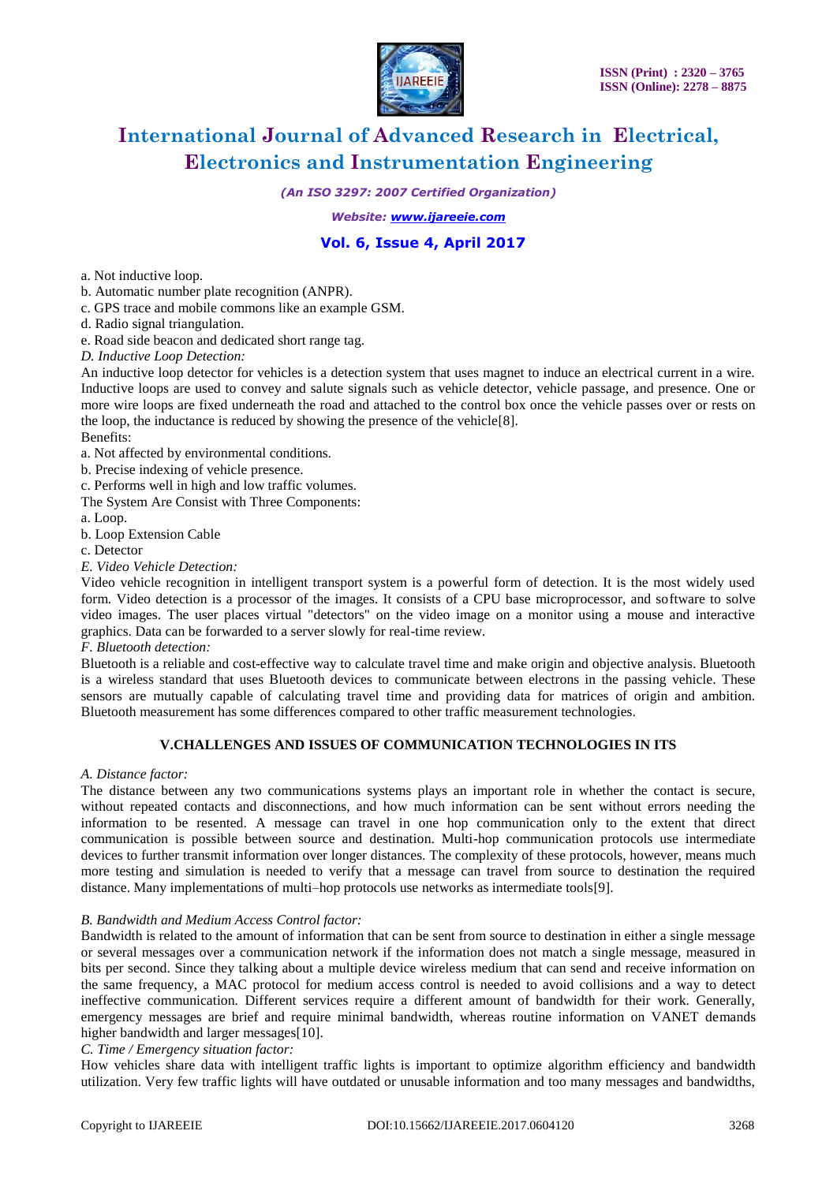a. Not inductive loop.
b. Automatic number plate recognition (ANPR).
c. GPS trace and mobile commons like an example GSM.
d. Radio signal triangulation.
e. Road side beacon and dedicated short range tag.

*D. Inductive Loop Detection:*

An inductive loop detector for vehicles is a detection system that uses magnet to induce an electrical current in a wire. Inductive loops are used to convey and salute signals such as vehicle detector, vehicle passage, and presence. One or more wire loops are fixed underneath the road and attached to the control box once the vehicle passes over or rests on the loop, the inductance is reduced by showing the presence of the vehicle[8].

Benefits:
a. Not affected by environmental conditions.
b. Precise indexing of vehicle presence.
c. Performs well in high and low traffic volumes.

The System Are Consist with Three Components:
a. Loop.
b. Loop Extension Cable
c. Detector

*E. Video Vehicle Detection:*

Video vehicle recognition in intelligent transport system is a powerful form of detection. It is the most widely used form. Video detection is a processor of the images. It consists of a CPU base microprocessor, and software to solve video images. The user places virtual "detectors" on the video image on a monitor using a mouse and interactive graphics. Data can be forwarded to a server slowly for real-time review.

*F. Bluetooth detection:*

Bluetooth is a reliable and cost-effective way to calculate travel time and make origin and objective analysis. Bluetooth is a wireless standard that uses Bluetooth devices to communicate between electrons in the passing vehicle. These sensors are mutually capable of calculating travel time and providing data for matrices of origin and ambition. Bluetooth measurement has some differences compared to other traffic measurement technologies.

## V.CHALLENGES AND ISSUES OF COMMUNICATION TECHNOLOGIES IN ITS

*A. Distance factor:*

The distance between any two communications systems plays an important role in whether the contact is secure, without repeated contacts and disconnections, and how much information can be sent without errors needing the information to be resented. A message can travel in one hop communication only to the extent that direct communication is possible between source and destination. Multi-hop communication protocols use intermediate devices to further transmit information over longer distances. The complexity of these protocols, however, means much more testing and simulation is needed to verify that a message can travel from source to destination the required distance. Many implementations of multi–hop protocols use networks as intermediate tools[9].

*B. Bandwidth and Medium Access Control factor:*

Bandwidth is related to the amount of information that can be sent from source to destination in either a single message or several messages over a communication network if the information does not match a single message, measured in bits per second. Since they talking about a multiple device wireless medium that can send and receive information on the same frequency, a MAC protocol for medium access control is needed to avoid collisions and a way to detect ineffective communication. Different services require a different amount of bandwidth for their work. Generally, emergency messages are brief and require minimal bandwidth, whereas routine information on VANET demands higher bandwidth and larger messages[10].

*C. Time / Emergency situation factor:*

How vehicles share data with intelligent traffic lights is important to optimize algorithm efficiency and bandwidth utilization. Very few traffic lights will have outdated or unusable information and too many messages and bandwidths,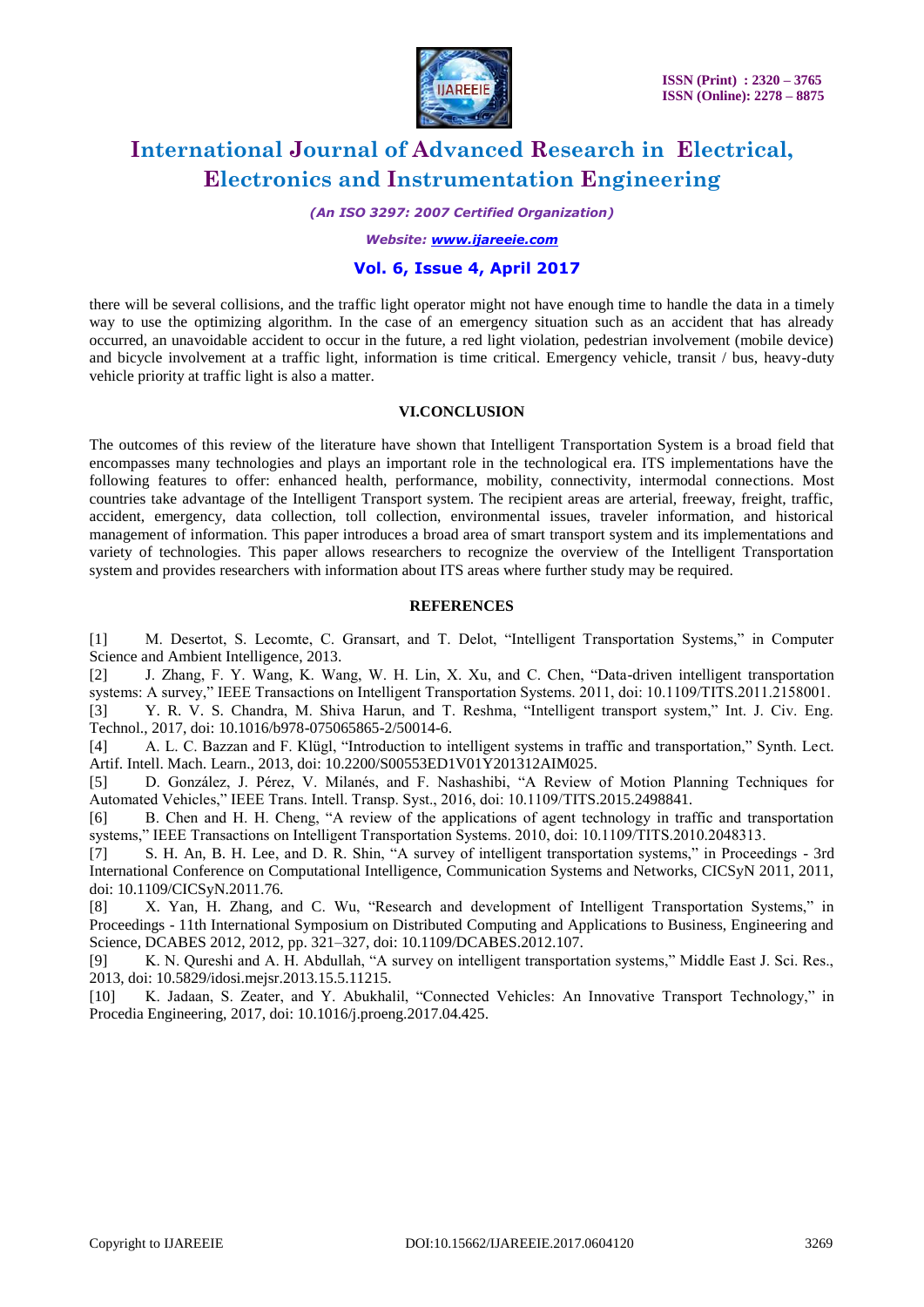there will be several collisions, and the traffic light operator might not have enough time to handle the data in a timely way to use the optimizing algorithm. In the case of an emergency situation such as an accident that has already occurred, an unavoidable accident to occur in the future, a red light violation, pedestrian involvement (mobile device) and bicycle involvement at a traffic light, information is time critical. Emergency vehicle, transit / bus, heavy-duty vehicle priority at traffic light is also a matter.

## VI.CONCLUSION

The outcomes of this review of the literature have shown that Intelligent Transportation System is a broad field that encompasses many technologies and plays an important role in the technological era. ITS implementations have the following features to offer: enhanced health, performance, mobility, connectivity, intermodal connections. Most countries take advantage of the Intelligent Transport system. The recipient areas are arterial, freeway, freight, traffic, accident, emergency, data collection, toll collection, environmental issues, traveler information, and historical management of information. This paper introduces a broad area of smart transport system and its implementations and variety of technologies. This paper allows researchers to recognize the overview of the Intelligent Transportation system and provides researchers with information about ITS areas where further study may be required.

## REFERENCES

[1] M. Desertot, S. Lecomte, C. Gransart, and T. Delot, "Intelligent Transportation Systems," in Computer Science and Ambient Intelligence, 2013.

[2] J. Zhang, F. Y. Wang, K. Wang, W. H. Lin, X. Xu, and C. Chen, "Data-driven intelligent transportation systems: A survey," IEEE Transactions on Intelligent Transportation Systems. 2011, doi: 10.1109/TITS.2011.2158001.

[3] Y. R. V. S. Chandra, M. Shiva Harun, and T. Reshma, "Intelligent transport system," Int. J. Civ. Eng. Technol., 2017, doi: 10.1016/b978-075065865-2/50014-6.

[4] A. L. C. Bazzan and F. Klügl, "Introduction to intelligent systems in traffic and transportation," Synth. Lect. Artif. Intell. Mach. Learn., 2013, doi: 10.2200/S00553ED1V01Y201312AIM025.

[5] D. González, J. Pérez, V. Milanés, and F. Nashashibi, "A Review of Motion Planning Techniques for Automated Vehicles," IEEE Trans. Intell. Transp. Syst., 2016, doi: 10.1109/TITS.2015.2498841.

[6] B. Chen and H. H. Cheng, "A review of the applications of agent technology in traffic and transportation systems," IEEE Transactions on Intelligent Transportation Systems. 2010, doi: 10.1109/TITS.2010.2048313.

[7] S. H. An, B. H. Lee, and D. R. Shin, "A survey of intelligent transportation systems," in Proceedings - 3rd International Conference on Computational Intelligence, Communication Systems and Networks, CICSyN 2011, 2011, doi: 10.1109/CICSyN.2011.76.

[8] X. Yan, H. Zhang, and C. Wu, "Research and development of Intelligent Transportation Systems," in Proceedings - 11th International Symposium on Distributed Computing and Applications to Business, Engineering and Science, DCABES 2012, 2012, pp. 321–327, doi: 10.1109/DCABES.2012.107.

[9] K. N. Qureshi and A. H. Abdullah, "A survey on intelligent transportation systems," Middle East J. Sci. Res., 2013, doi: 10.5829/idosi.mejsr.2013.15.5.11215.

[10] K. Jadaan, S. Zeater, and Y. Abukhalil, "Connected Vehicles: An Innovative Transport Technology," in Procedia Engineering, 2017, doi: 10.1016/j.proeng.2017.04.425.